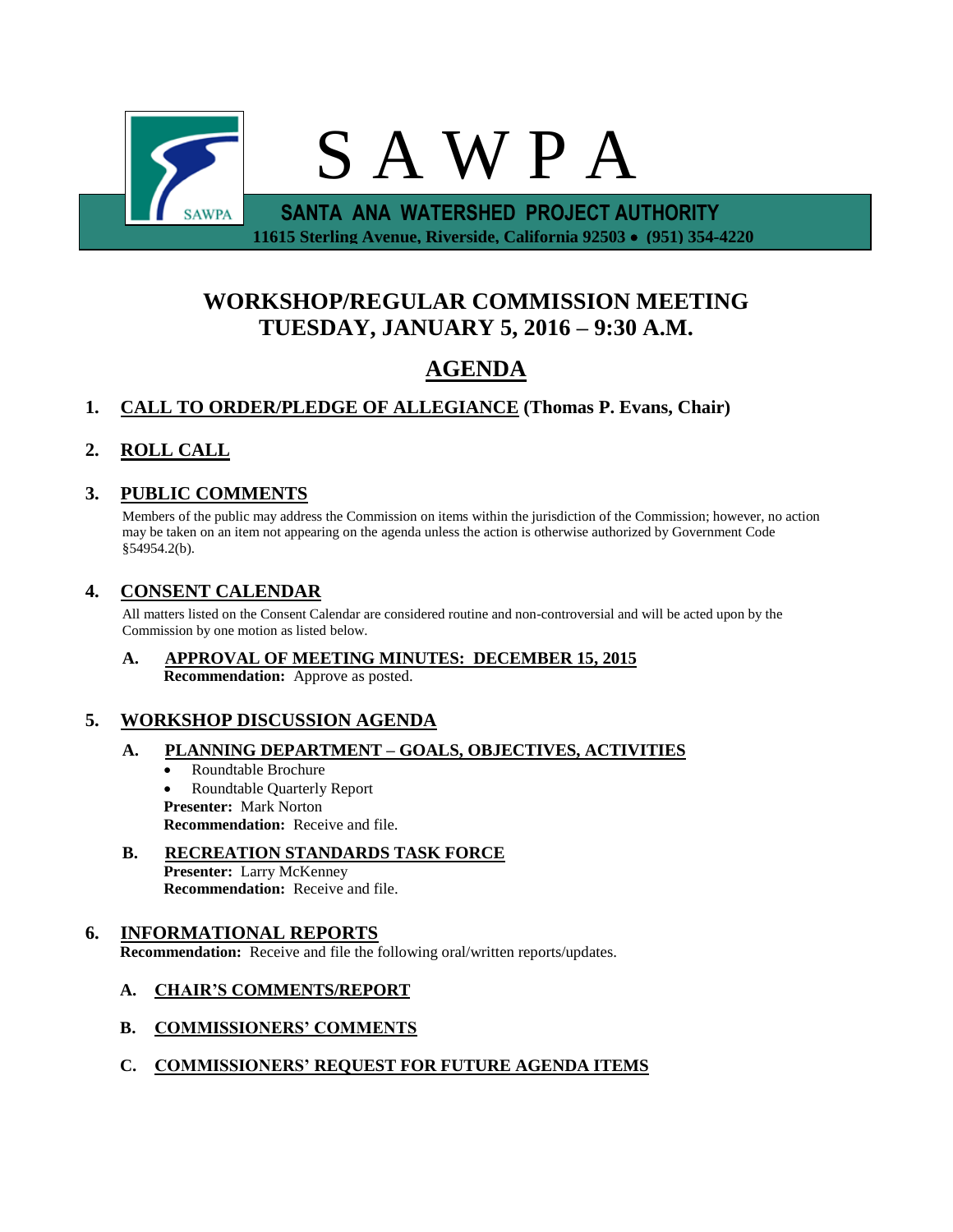# S A W P A

**SANTA ANA WATERSHED PROJECT AUTHORITY**

**11615 Sterling Avenue, Riverside, California 92503 • (951) 354-4220**

## WORKSHOP/REGULAR COMMISSION MEETING
## TUESDAY, JANUARY 5, 2016 – 9:30 A.M.

## AGENDA

**1. CALL TO ORDER/PLEDGE OF ALLEGIANCE (Thomas P. Evans, Chair)**

**2. ROLL CALL**

**3. PUBLIC COMMENTS**

Members of the public may address the Commission on items within the jurisdiction of the Commission; however, no action may be taken on an item not appearing on the agenda unless the action is otherwise authorized by Government Code §54954.2(b).

**4. CONSENT CALENDAR**

All matters listed on the Consent Calendar are considered routine and non-controversial and will be acted upon by the Commission by one motion as listed below.

**A. APPROVAL OF MEETING MINUTES: DECEMBER 15, 2015**
**Recommendation:** Approve as posted.

**5. WORKSHOP DISCUSSION AGENDA**

**A. PLANNING DEPARTMENT – GOALS, OBJECTIVES, ACTIVITIES**

- Roundtable Brochure
- Roundtable Quarterly Report

**Presenter:** Mark Norton
**Recommendation:** Receive and file.

**B. RECREATION STANDARDS TASK FORCE**
**Presenter:** Larry McKenney
**Recommendation:** Receive and file.

**6. INFORMATIONAL REPORTS**

**Recommendation:** Receive and file the following oral/written reports/updates.

**A. CHAIR'S COMMENTS/REPORT**

**B. COMMISSIONERS' COMMENTS**

**C. COMMISSIONERS' REQUEST FOR FUTURE AGENDA ITEMS**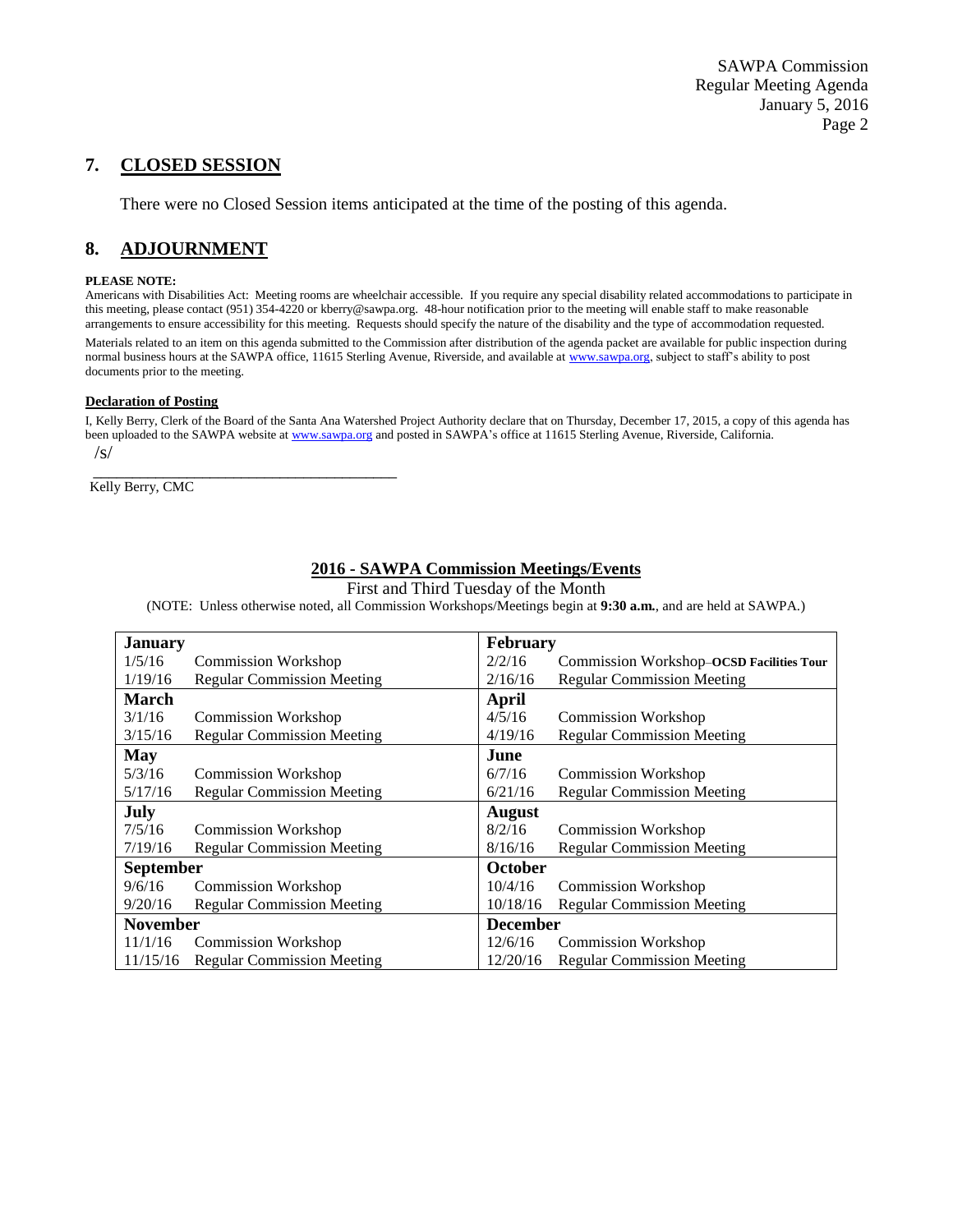## 7. CLOSED SESSION

There were no Closed Session items anticipated at the time of the posting of this agenda.

## 8. ADJOURNMENT

**PLEASE NOTE:**

Americans with Disabilities Act: Meeting rooms are wheelchair accessible. If you require any special disability related accommodations to participate in this meeting, please contact (951) 354-4220 or kberry@sawpa.org. 48-hour notification prior to the meeting will enable staff to make reasonable arrangements to ensure accessibility for this meeting. Requests should specify the nature of the disability and the type of accommodation requested.

Materials related to an item on this agenda submitted to the Commission after distribution of the agenda packet are available for public inspection during normal business hours at the SAWPA office, 11615 Sterling Avenue, Riverside, and available at www.sawpa.org, subject to staff's ability to post documents prior to the meeting.

**Declaration of Posting**

I, Kelly Berry, Clerk of the Board of the Santa Ana Watershed Project Authority declare that on Thursday, December 17, 2015, a copy of this agenda has been uploaded to the SAWPA website at www.sawpa.org and posted in SAWPA's office at 11615 Sterling Avenue, Riverside, California.

/s/

_________________________________________

Kelly Berry, CMC

**2016 - SAWPA Commission Meetings/Events**

First and Third Tuesday of the Month

(NOTE: Unless otherwise noted, all Commission Workshops/Meetings begin at **9:30 a.m.**, and are held at SAWPA.)

| | | | |
|---|---|---|---|
| **January** | | **February** | |
| 1/5/16 | Commission Workshop | 2/2/16 | Commission Workshop–**OCSD Facilities Tour** |
| 1/19/16 | Regular Commission Meeting | 2/16/16 | Regular Commission Meeting |
| **March** | | **April** | |
| 3/1/16 | Commission Workshop | 4/5/16 | Commission Workshop |
| 3/15/16 | Regular Commission Meeting | 4/19/16 | Regular Commission Meeting |
| **May** | | **June** | |
| 5/3/16 | Commission Workshop | 6/7/16 | Commission Workshop |
| 5/17/16 | Regular Commission Meeting | 6/21/16 | Regular Commission Meeting |
| **July** | | **August** | |
| 7/5/16 | Commission Workshop | 8/2/16 | Commission Workshop |
| 7/19/16 | Regular Commission Meeting | 8/16/16 | Regular Commission Meeting |
| **September** | | **October** | |
| 9/6/16 | Commission Workshop | 10/4/16 | Commission Workshop |
| 9/20/16 | Regular Commission Meeting | 10/18/16 | Regular Commission Meeting |
| **November** | | **December** | |
| 11/1/16 | Commission Workshop | 12/6/16 | Commission Workshop |
| 11/15/16 | Regular Commission Meeting | 12/20/16 | Regular Commission Meeting |